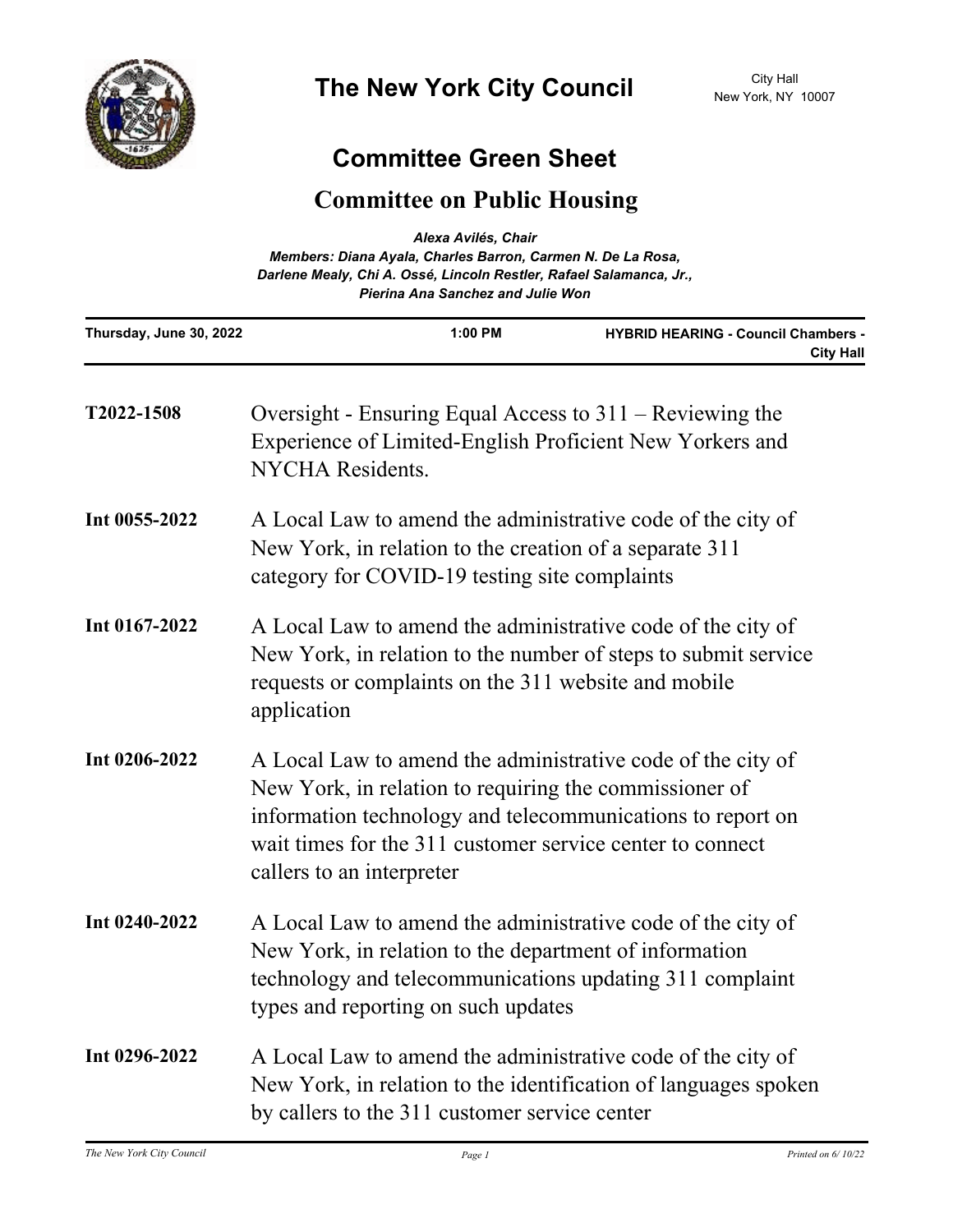# The New York City Council

City Hall
New York, NY 10007

## Committee Green Sheet

## Committee on Public Housing

*Alexa Avilés, Chair*
*Members: Diana Ayala, Charles Barron, Carmen N. De La Rosa, Darlene Mealy, Chi A. Ossé, Lincoln Restler, Rafael Salamanca, Jr., Pierina Ana Sanchez and Julie Won*

| Thursday, June 30, 2022 | 1:00 PM | HYBRID HEARING - Council Chambers - City Hall |
|---|---|---|

**T2022-1508** Oversight - Ensuring Equal Access to 311 – Reviewing the Experience of Limited-English Proficient New Yorkers and NYCHA Residents.

**Int 0055-2022** A Local Law to amend the administrative code of the city of New York, in relation to the creation of a separate 311 category for COVID-19 testing site complaints

**Int 0167-2022** A Local Law to amend the administrative code of the city of New York, in relation to the number of steps to submit service requests or complaints on the 311 website and mobile application

**Int 0206-2022** A Local Law to amend the administrative code of the city of New York, in relation to requiring the commissioner of information technology and telecommunications to report on wait times for the 311 customer service center to connect callers to an interpreter

**Int 0240-2022** A Local Law to amend the administrative code of the city of New York, in relation to the department of information technology and telecommunications updating 311 complaint types and reporting on such updates

**Int 0296-2022** A Local Law to amend the administrative code of the city of New York, in relation to the identification of languages spoken by callers to the 311 customer service center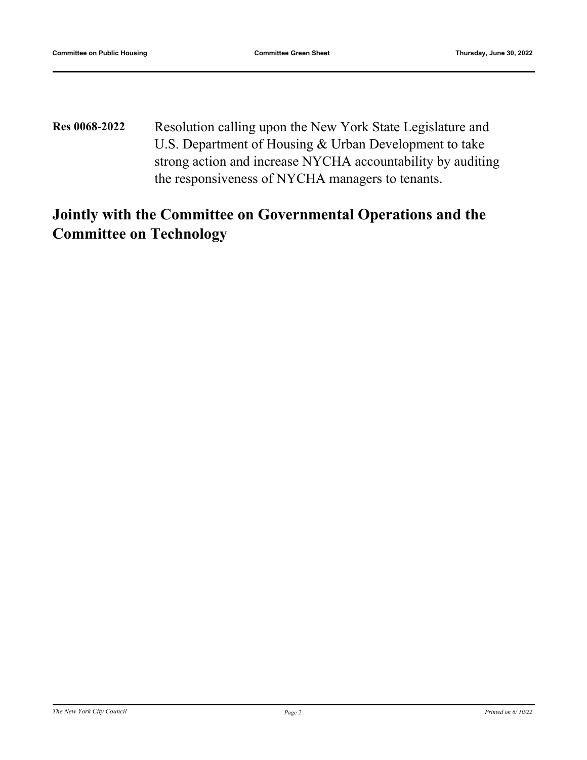**Res 0068-2022** Resolution calling upon the New York State Legislature and U.S. Department of Housing & Urban Development to take strong action and increase NYCHA accountability by auditing the responsiveness of NYCHA managers to tenants.

## Jointly with the Committee on Governmental Operations and the Committee on Technology